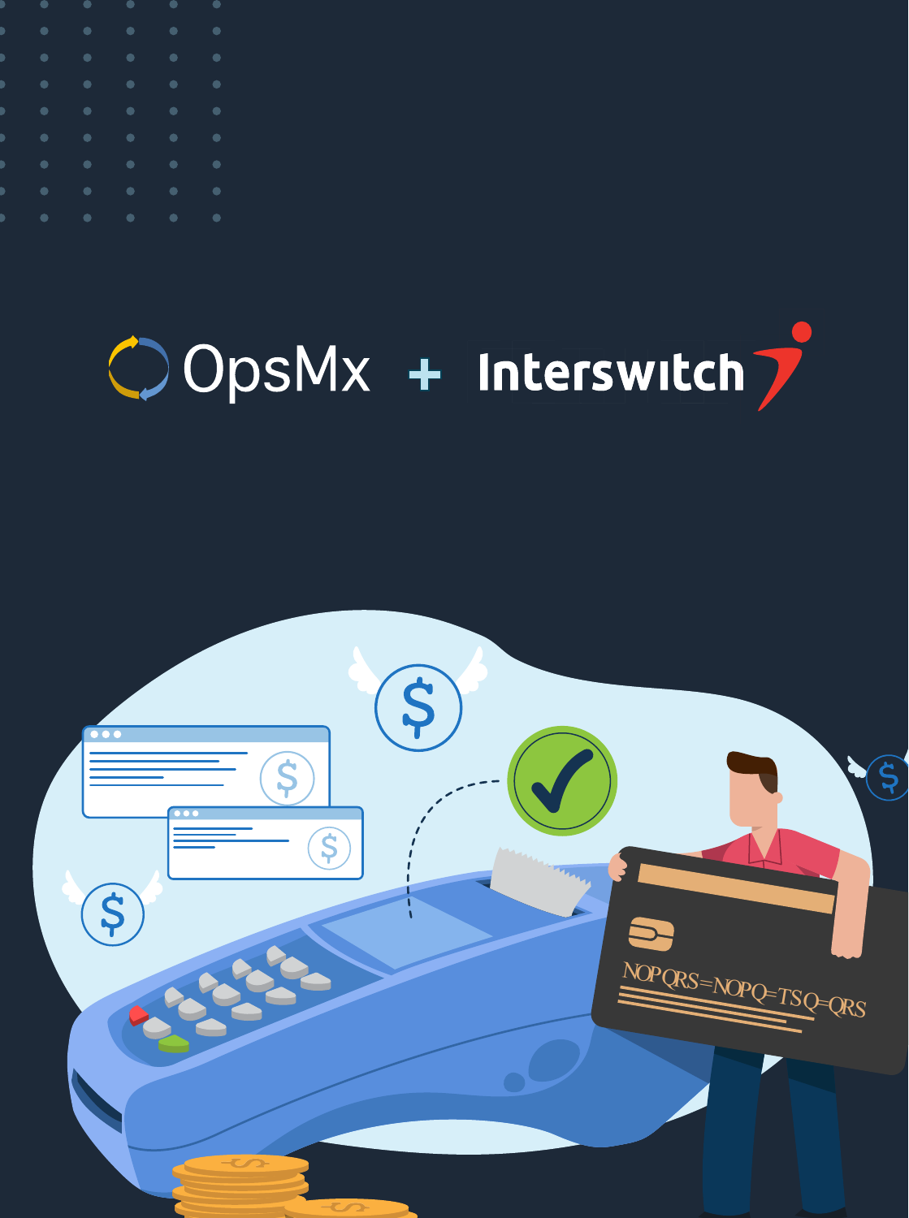OpsMx + Interswitch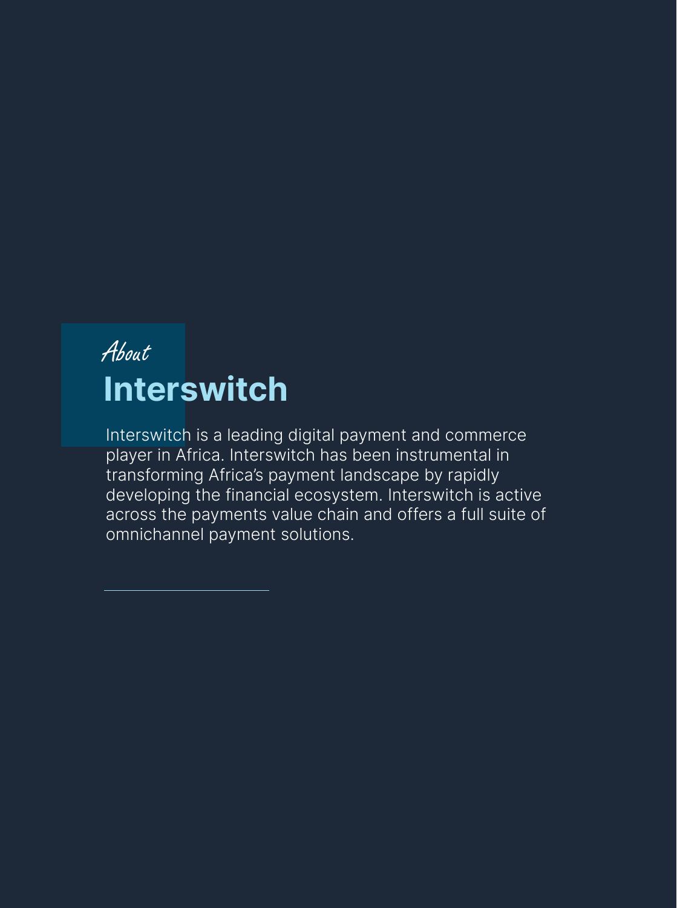*About*

# Interswitch

Interswitch is a leading digital payment and commerce player in Africa. Interswitch has been instrumental in transforming Africa's payment landscape by rapidly developing the financial ecosystem. Interswitch is active across the payments value chain and offers a full suite of omnichannel payment solutions.

---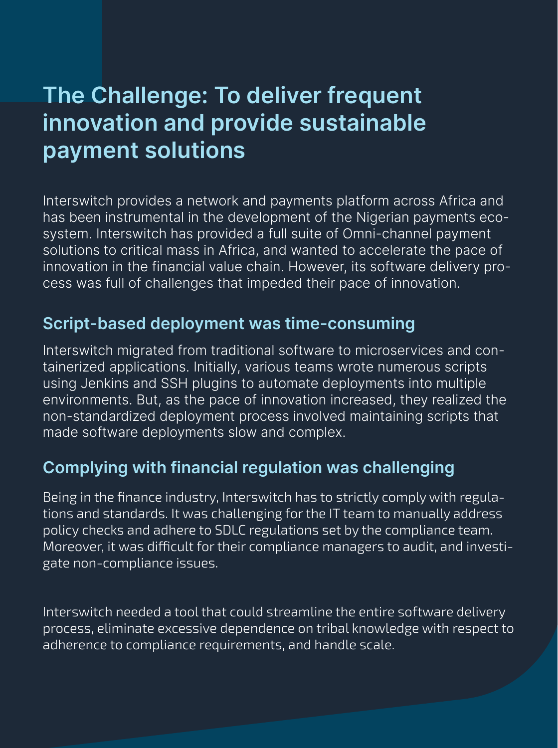# The Challenge: To deliver frequent innovation and provide sustainable payment solutions

Interswitch provides a network and payments platform across Africa and has been instrumental in the development of the Nigerian payments ecosystem. Interswitch has provided a full suite of Omni-channel payment solutions to critical mass in Africa, and wanted to accelerate the pace of innovation in the financial value chain. However, its software delivery process was full of challenges that impeded their pace of innovation.

## Script-based deployment was time-consuming

Interswitch migrated from traditional software to microservices and containerized applications. Initially, various teams wrote numerous scripts using Jenkins and SSH plugins to automate deployments into multiple environments. But, as the pace of innovation increased, they realized the non-standardized deployment process involved maintaining scripts that made software deployments slow and complex.

## Complying with financial regulation was challenging

Being in the finance industry, Interswitch has to strictly comply with regulations and standards. It was challenging for the IT team to manually address policy checks and adhere to SDLC regulations set by the compliance team. Moreover, it was difficult for their compliance managers to audit, and investigate non-compliance issues.

Interswitch needed a tool that could streamline the entire software delivery process, eliminate excessive dependence on tribal knowledge with respect to adherence to compliance requirements, and handle scale.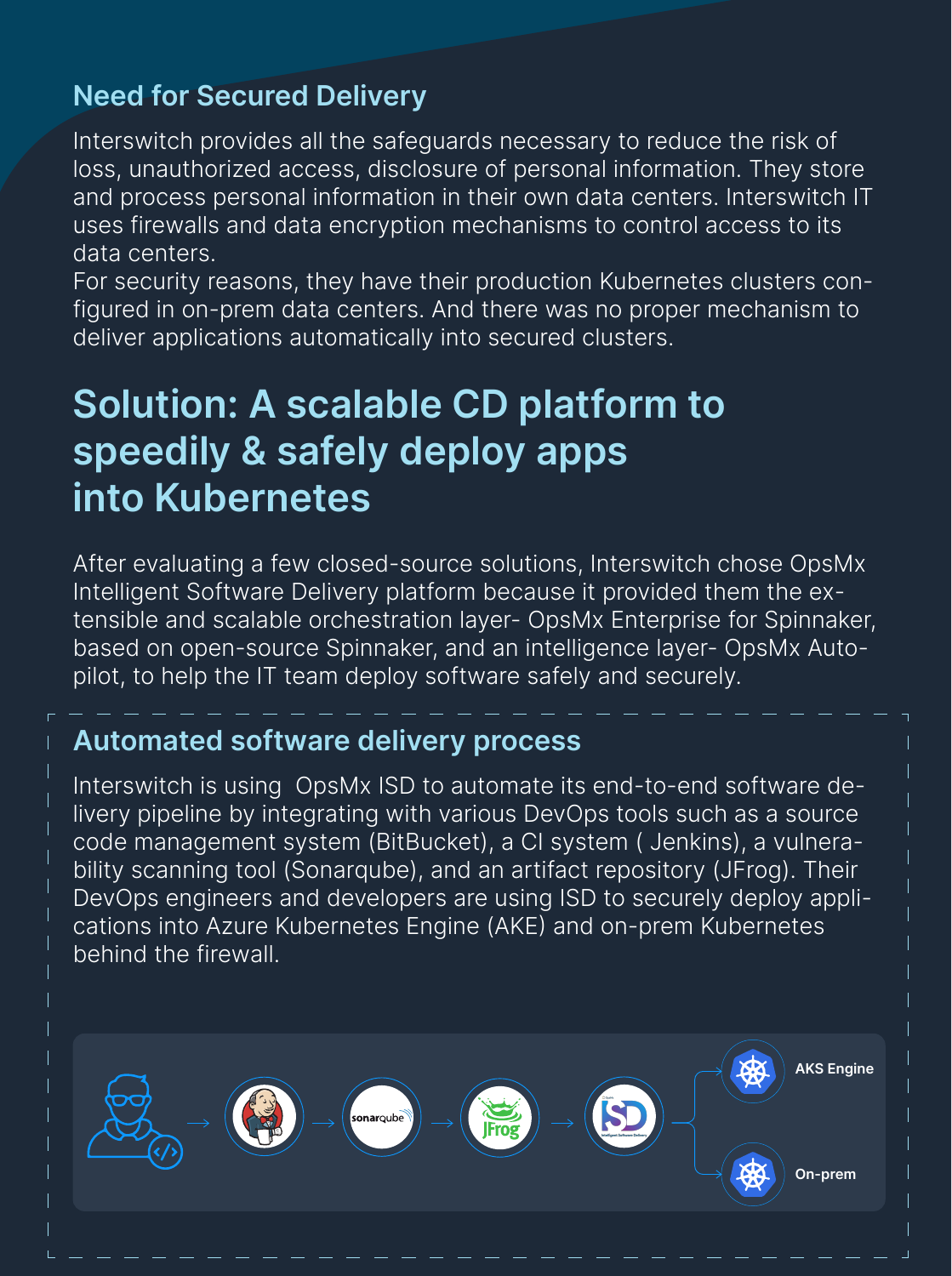## Need for Secured Delivery

Interswitch provides all the safeguards necessary to reduce the risk of loss, unauthorized access, disclosure of personal information. They store and process personal information in their own data centers. Interswitch IT uses firewalls and data encryption mechanisms to control access to its data centers.
For security reasons, they have their production Kubernetes clusters configured in on-prem data centers. And there was no proper mechanism to deliver applications automatically into secured clusters.

# Solution: A scalable CD platform to speedily & safely deploy apps into Kubernetes

After evaluating a few closed-source solutions, Interswitch chose OpsMx Intelligent Software Delivery platform because it provided them the extensible and scalable orchestration layer- OpsMx Enterprise for Spinnaker, based on open-source Spinnaker, and an intelligence layer- OpsMx Autopilot, to help the IT team deploy software safely and securely.

## Automated software delivery process

Interswitch is using OpsMx ISD to automate its end-to-end software delivery pipeline by integrating with various DevOps tools such as a source code management system (BitBucket), a CI system ( Jenkins), a vulnerability scanning tool (Sonarqube), and an artifact repository (JFrog). Their DevOps engineers and developers are using ISD to securely deploy applications into Azure Kubernetes Engine (AKE) and on-prem Kubernetes behind the firewall.

AKS Engine

On-prem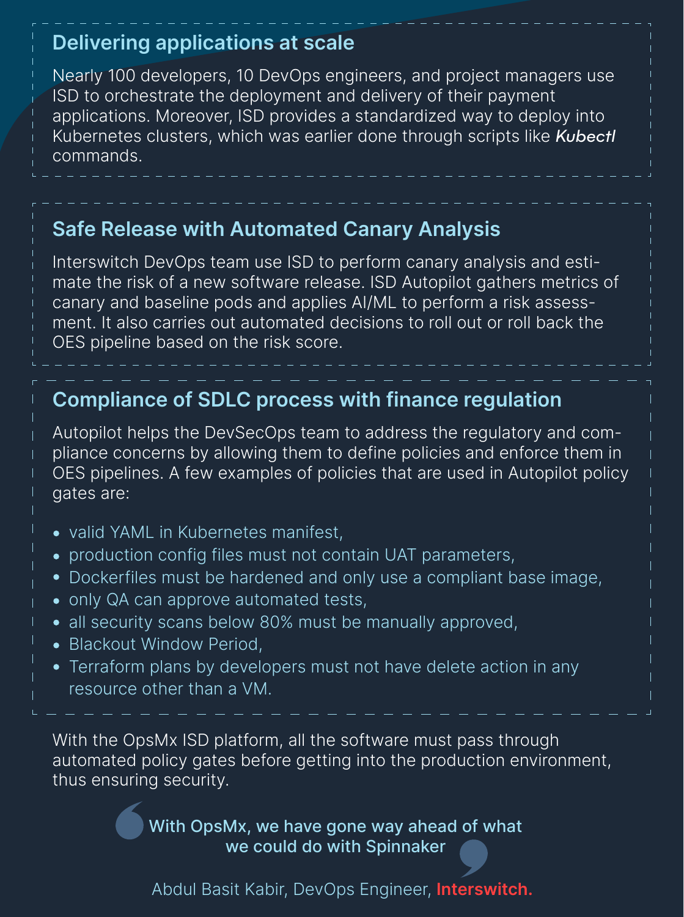## Delivering applications at scale

Nearly 100 developers, 10 DevOps engineers, and project managers use ISD to orchestrate the deployment and delivery of their payment applications. Moreover, ISD provides a standardized way to deploy into Kubernetes clusters, which was earlier done through scripts like ***Kubectl*** commands.

## Safe Release with Automated Canary Analysis

Interswitch DevOps team use ISD to perform canary analysis and estimate the risk of a new software release. ISD Autopilot gathers metrics of canary and baseline pods and applies AI/ML to perform a risk assessment. It also carries out automated decisions to roll out or roll back the OES pipeline based on the risk score.

## Compliance of SDLC process with finance regulation

Autopilot helps the DevSecOps team to address the regulatory and compliance concerns by allowing them to define policies and enforce them in OES pipelines. A few examples of policies that are used in Autopilot policy gates are:

- valid YAML in Kubernetes manifest,
- production config files must not contain UAT parameters,
- Dockerfiles must be hardened and only use a compliant base image,
- only QA can approve automated tests,
- all security scans below 80% must be manually approved,
- Blackout Window Period,
- Terraform plans by developers must not have delete action in any resource other than a VM.

With the OpsMx ISD platform, all the software must pass through automated policy gates before getting into the production environment, thus ensuring security.

> **With OpsMx, we have gone way ahead of what we could do with Spinnaker**
>
> Abdul Basit Kabir, DevOps Engineer, **Interswitch.**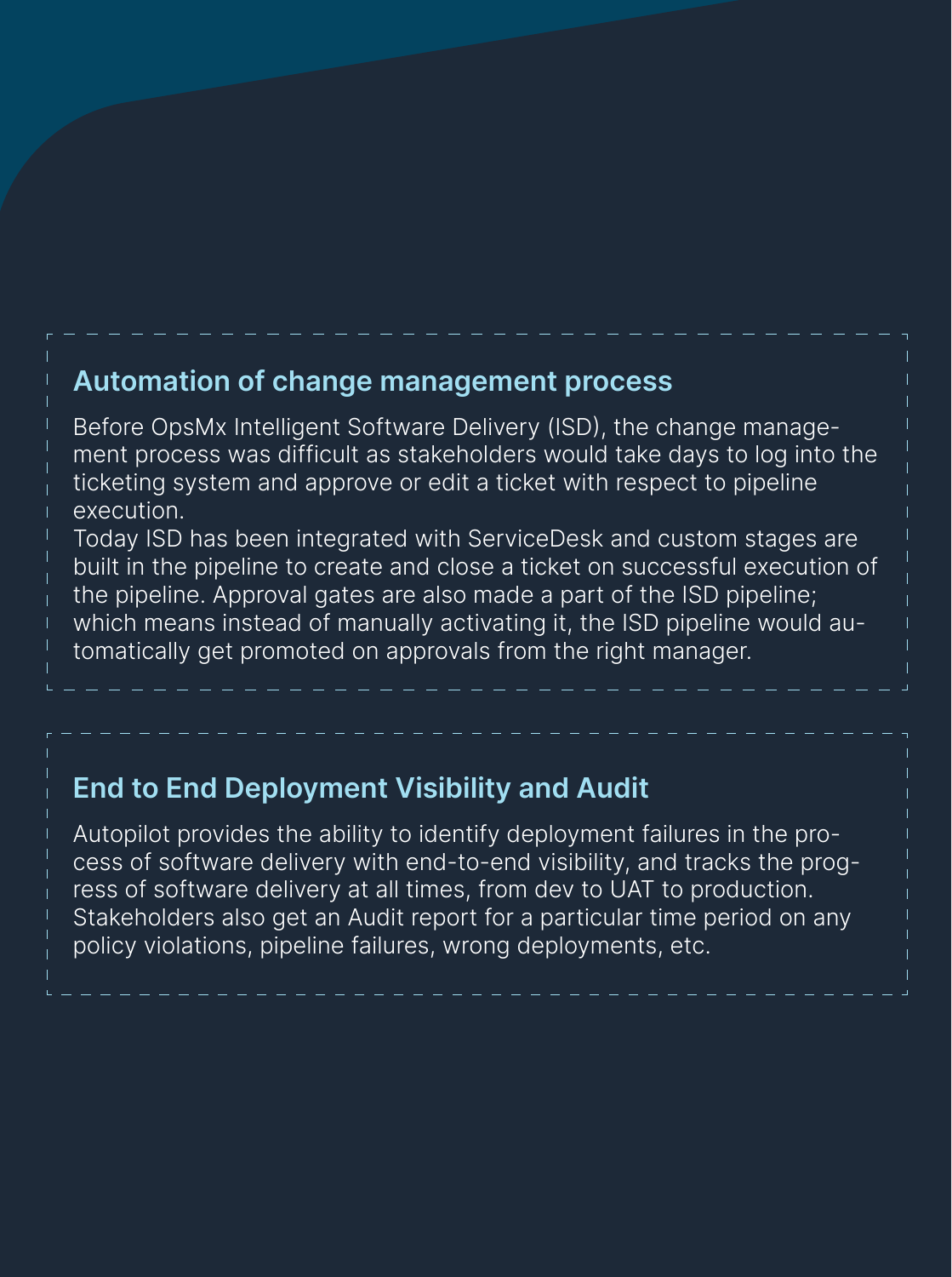## Automation of change management process

Before OpsMx Intelligent Software Delivery (ISD), the change management process was difficult as stakeholders would take days to log into the ticketing system and approve or edit a ticket with respect to pipeline execution.

Today ISD has been integrated with ServiceDesk and custom stages are built in the pipeline to create and close a ticket on successful execution of the pipeline. Approval gates are also made a part of the ISD pipeline; which means instead of manually activating it, the ISD pipeline would automatically get promoted on approvals from the right manager.

## End to End Deployment Visibility and Audit

Autopilot provides the ability to identify deployment failures in the process of software delivery with end-to-end visibility, and tracks the progress of software delivery at all times, from dev to UAT to production. Stakeholders also get an Audit report for a particular time period on any policy violations, pipeline failures, wrong deployments, etc.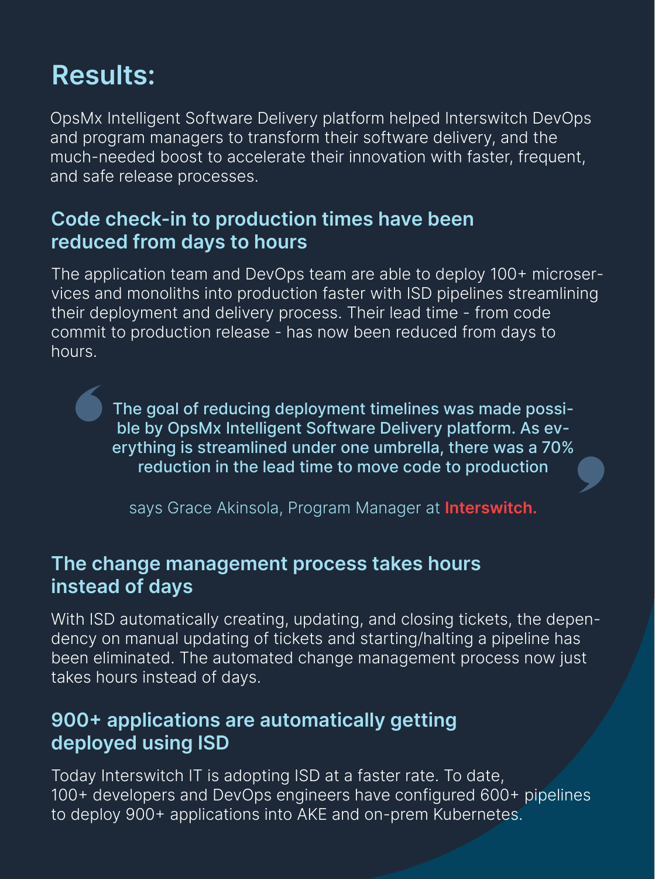# Results:

OpsMx Intelligent Software Delivery platform helped Interswitch DevOps and program managers to transform their software delivery, and the much-needed boost to accelerate their innovation with faster, frequent, and safe release processes.

## Code check-in to production times have been reduced from days to hours

The application team and DevOps team are able to deploy 100+ microservices and monoliths into production faster with ISD pipelines streamlining their deployment and delivery process. Their lead time - from code commit to production release - has now been reduced from days to hours.

> **The goal of reducing deployment timelines was made possible by OpsMx Intelligent Software Delivery platform. As everything is streamlined under one umbrella, there was a 70% reduction in the lead time to move code to production**

says Grace Akinsola, Program Manager at **Interswitch.**

## The change management process takes hours instead of days

With ISD automatically creating, updating, and closing tickets, the dependency on manual updating of tickets and starting/halting a pipeline has been eliminated. The automated change management process now just takes hours instead of days.

## 900+ applications are automatically getting deployed using ISD

Today Interswitch IT is adopting ISD at a faster rate. To date, 100+ developers and DevOps engineers have configured 600+ pipelines to deploy 900+ applications into AKE and on-prem Kubernetes.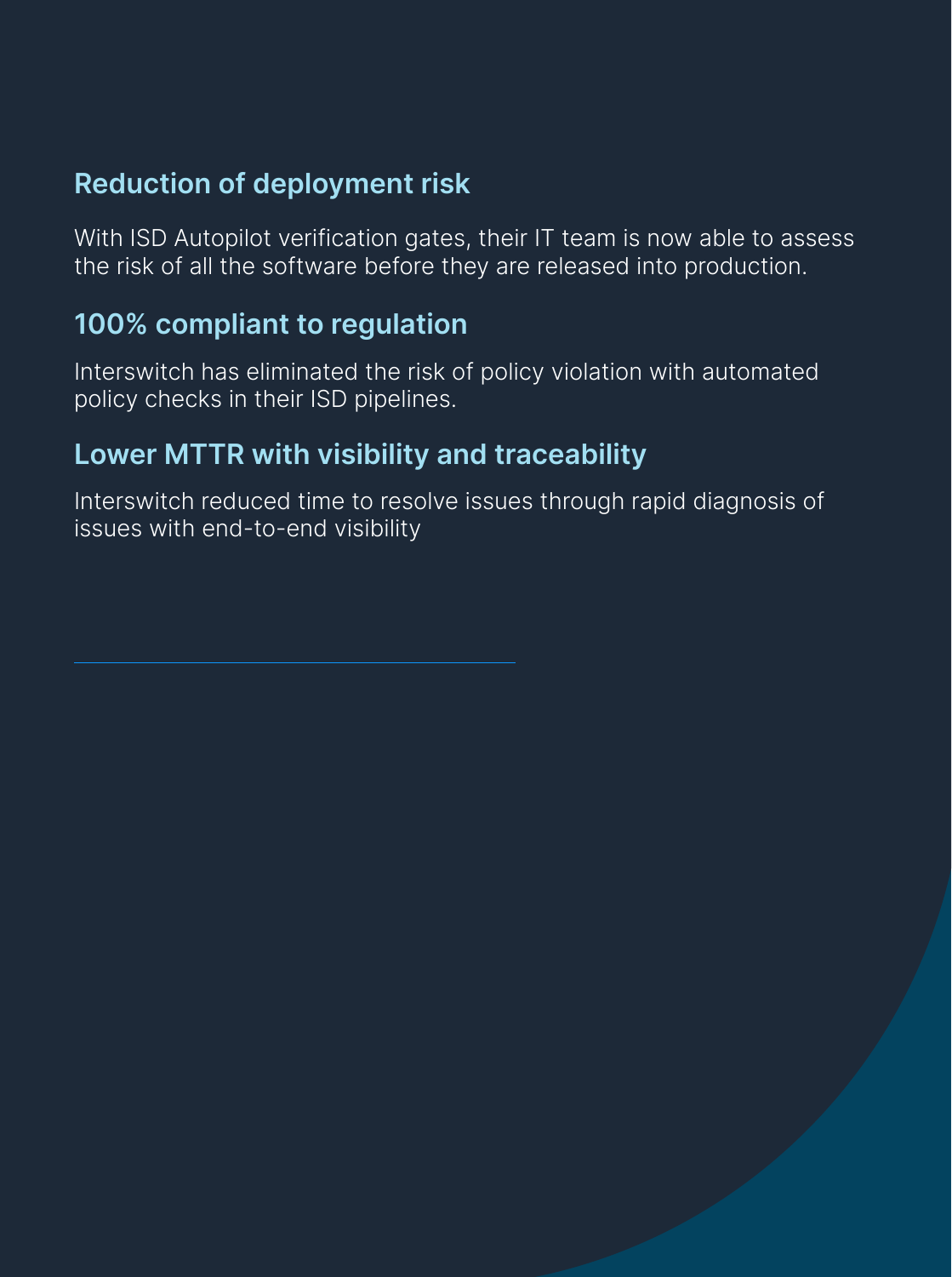## Reduction of deployment risk

With ISD Autopilot verification gates, their IT team is now able to assess the risk of all the software before they are released into production.

## 100% compliant to regulation

Interswitch has eliminated the risk of policy violation with automated policy checks in their ISD pipelines.

## Lower MTTR with visibility and traceability

Interswitch reduced time to resolve issues through rapid diagnosis of issues with end-to-end visibility